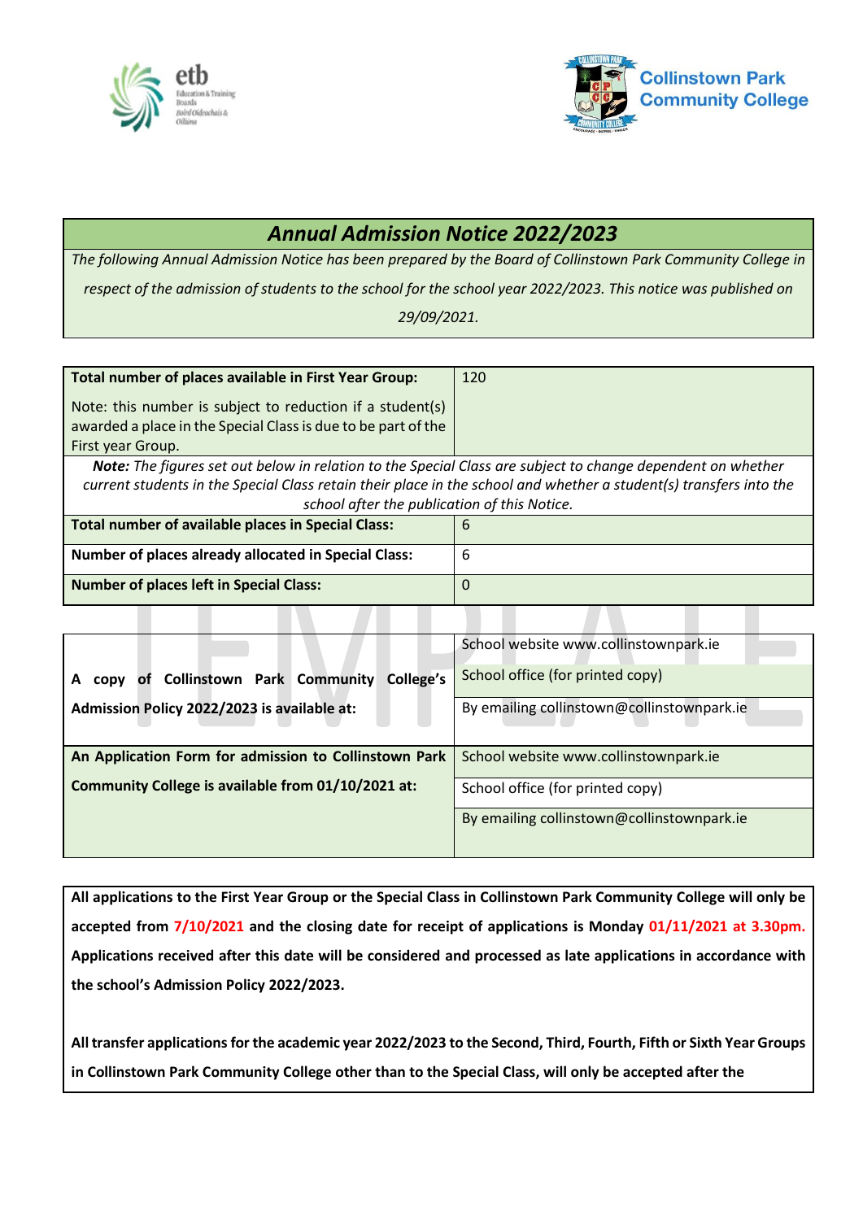# Annual Admission Notice 2022/2023

*The following Annual Admission Notice has been prepared by the Board of Collinstown Park Community College in respect of the admission of students to the school for the school year 2022/2023. This notice was published on 29/09/2021.*

| **Total number of places available in First Year Group:**<br><br>Note: this number is subject to reduction if a student(s) awarded a place in the Special Class is due to be part of the First year Group. | 120 |
|---|---|
| ***Note:** The figures set out below in relation to the Special Class are subject to change dependent on whether current students in the Special Class retain their place in the school and whether a student(s) transfers into the school after the publication of this Notice.* | |
| **Total number of available places in Special Class:** | 6 |
| **Number of places already allocated in Special Class:** | 6 |
| **Number of places left in Special Class:** | 0 |

| **A copy of Collinstown Park Community College's Admission Policy 2022/2023 is available at:** | School website www.collinstownpark.ie |
|---|---|
| | School office (for printed copy) |
| | By emailing collinstown@collinstownpark.ie |
| **An Application Form for admission to Collinstown Park Community College is available from 01/10/2021 at:** | School website www.collinstownpark.ie |
| | School office (for printed copy) |
| | By emailing collinstown@collinstownpark.ie |

**All applications to the First Year Group or the Special Class in Collinstown Park Community College will only be accepted from 7/10/2021 and the closing date for receipt of applications is Monday 01/11/2021 at 3.30pm. Applications received after this date will be considered and processed as late applications in accordance with the school's Admission Policy 2022/2023.**

**All transfer applications for the academic year 2022/2023 to the Second, Third, Fourth, Fifth or Sixth Year Groups in Collinstown Park Community College other than to the Special Class, will only be accepted after the**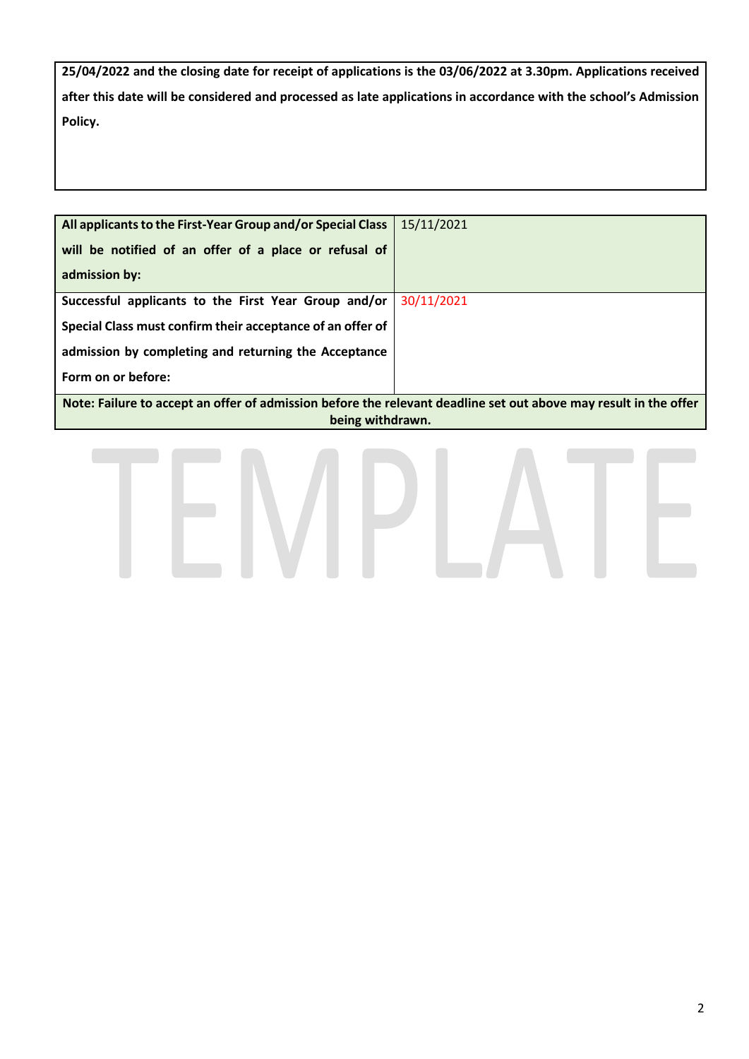**25/04/2022 and the closing date for receipt of applications is the 03/06/2022 at 3.30pm. Applications received after this date will be considered and processed as late applications in accordance with the school's Admission Policy.**

| | |
|---|---|
| **All applicants to the First-Year Group and/or Special Class will be notified of an offer of a place or refusal of admission by:** | 15/11/2021 |
| **Successful applicants to the First Year Group and/or Special Class must confirm their acceptance of an offer of admission by completing and returning the Acceptance Form on or before:** | 30/11/2021 |
| **Note: Failure to accept an offer of admission before the relevant deadline set out above may result in the offer being withdrawn.** | |

TEMPLATE